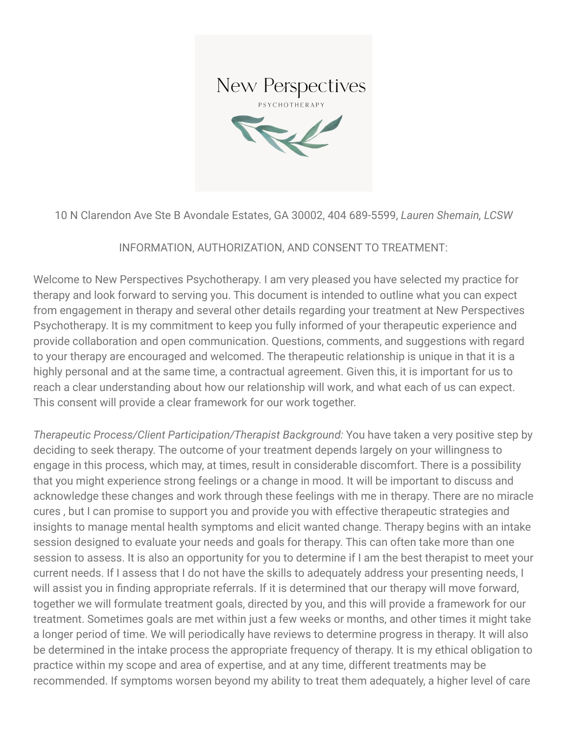# New Perspectives

PSYCHOTHERAPY

10 N Clarendon Ave Ste B Avondale Estates, GA 30002, 404 689-5599, *Lauren Shemain, LCSW*

INFORMATION, AUTHORIZATION, AND CONSENT TO TREATMENT:

Welcome to New Perspectives Psychotherapy. I am very pleased you have selected my practice for therapy and look forward to serving you. This document is intended to outline what you can expect from engagement in therapy and several other details regarding your treatment at New Perspectives Psychotherapy. It is my commitment to keep you fully informed of your therapeutic experience and provide collaboration and open communication. Questions, comments, and suggestions with regard to your therapy are encouraged and welcomed. The therapeutic relationship is unique in that it is a highly personal and at the same time, a contractual agreement. Given this, it is important for us to reach a clear understanding about how our relationship will work, and what each of us can expect. This consent will provide a clear framework for our work together.

*Therapeutic Process/Client Participation/Therapist Background:* You have taken a very positive step by deciding to seek therapy. The outcome of your treatment depends largely on your willingness to engage in this process, which may, at times, result in considerable discomfort. There is a possibility that you might experience strong feelings or a change in mood. It will be important to discuss and acknowledge these changes and work through these feelings with me in therapy. There are no miracle cures , but I can promise to support you and provide you with effective therapeutic strategies and insights to manage mental health symptoms and elicit wanted change. Therapy begins with an intake session designed to evaluate your needs and goals for therapy. This can often take more than one session to assess. It is also an opportunity for you to determine if I am the best therapist to meet your current needs. If I assess that I do not have the skills to adequately address your presenting needs, I will assist you in finding appropriate referrals. If it is determined that our therapy will move forward, together we will formulate treatment goals, directed by you, and this will provide a framework for our treatment. Sometimes goals are met within just a few weeks or months, and other times it might take a longer period of time. We will periodically have reviews to determine progress in therapy. It will also be determined in the intake process the appropriate frequency of therapy. It is my ethical obligation to practice within my scope and area of expertise, and at any time, different treatments may be recommended. If symptoms worsen beyond my ability to treat them adequately, a higher level of care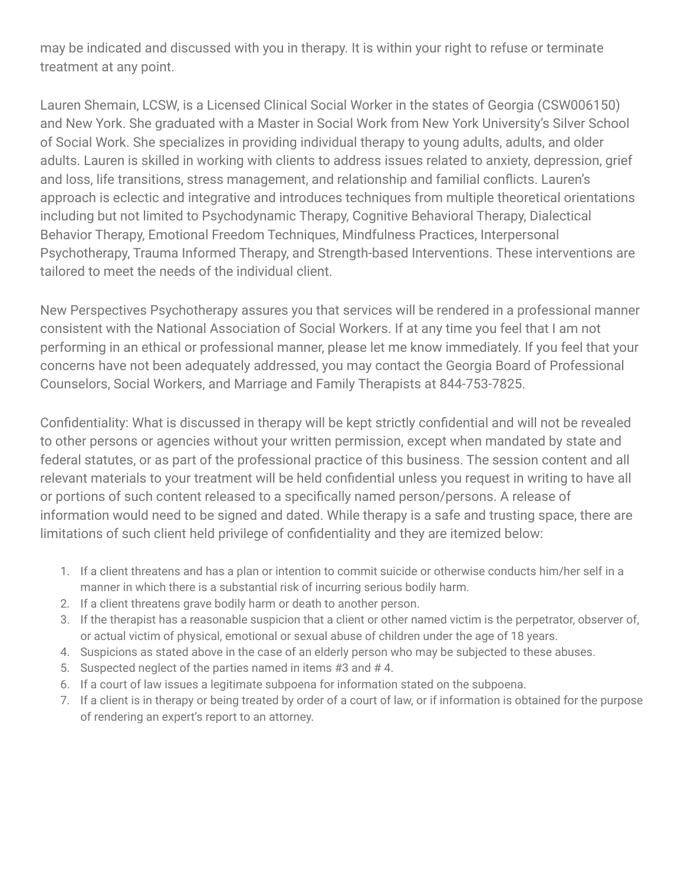may be indicated and discussed with you in therapy. It is within your right to refuse or terminate treatment at any point.

Lauren Shemain, LCSW, is a Licensed Clinical Social Worker in the states of Georgia (CSW006150) and New York. She graduated with a Master in Social Work from New York University's Silver School of Social Work. She specializes in providing individual therapy to young adults, adults, and older adults. Lauren is skilled in working with clients to address issues related to anxiety, depression, grief and loss, life transitions, stress management, and relationship and familial conflicts. Lauren's approach is eclectic and integrative and introduces techniques from multiple theoretical orientations including but not limited to Psychodynamic Therapy, Cognitive Behavioral Therapy, Dialectical Behavior Therapy, Emotional Freedom Techniques, Mindfulness Practices, Interpersonal Psychotherapy, Trauma Informed Therapy, and Strength-based Interventions. These interventions are tailored to meet the needs of the individual client.

New Perspectives Psychotherapy assures you that services will be rendered in a professional manner consistent with the National Association of Social Workers. If at any time you feel that I am not performing in an ethical or professional manner, please let me know immediately. If you feel that your concerns have not been adequately addressed, you may contact the Georgia Board of Professional Counselors, Social Workers, and Marriage and Family Therapists at 844-753-7825.

Confidentiality: What is discussed in therapy will be kept strictly confidential and will not be revealed to other persons or agencies without your written permission, except when mandated by state and federal statutes, or as part of the professional practice of this business. The session content and all relevant materials to your treatment will be held confidential unless you request in writing to have all or portions of such content released to a specifically named person/persons. A release of information would need to be signed and dated. While therapy is a safe and trusting space, there are limitations of such client held privilege of confidentiality and they are itemized below:

1. If a client threatens and has a plan or intention to commit suicide or otherwise conducts him/her self in a manner in which there is a substantial risk of incurring serious bodily harm.
2. If a client threatens grave bodily harm or death to another person.
3. If the therapist has a reasonable suspicion that a client or other named victim is the perpetrator, observer of, or actual victim of physical, emotional or sexual abuse of children under the age of 18 years.
4. Suspicions as stated above in the case of an elderly person who may be subjected to these abuses.
5. Suspected neglect of the parties named in items #3 and # 4.
6. If a court of law issues a legitimate subpoena for information stated on the subpoena.
7. If a client is in therapy or being treated by order of a court of law, or if information is obtained for the purpose of rendering an expert's report to an attorney.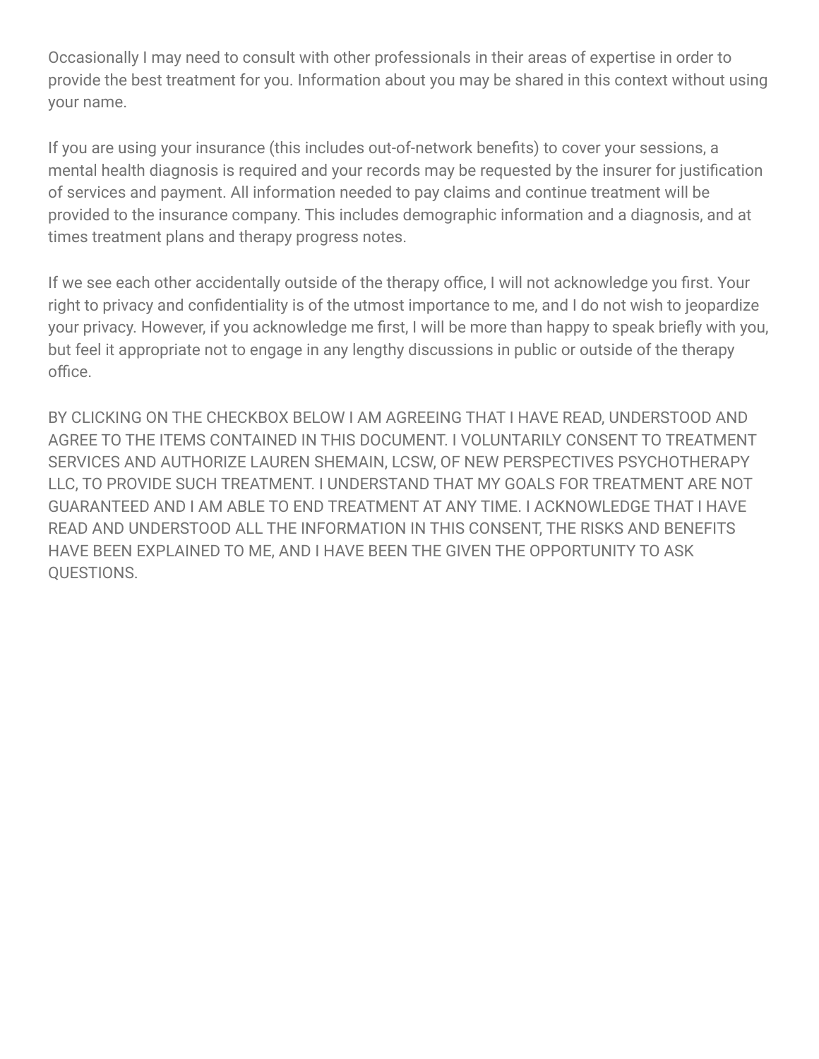Occasionally I may need to consult with other professionals in their areas of expertise in order to provide the best treatment for you. Information about you may be shared in this context without using your name.

If you are using your insurance (this includes out-of-network benefits) to cover your sessions, a mental health diagnosis is required and your records may be requested by the insurer for justification of services and payment. All information needed to pay claims and continue treatment will be provided to the insurance company. This includes demographic information and a diagnosis, and at times treatment plans and therapy progress notes.

If we see each other accidentally outside of the therapy office, I will not acknowledge you first. Your right to privacy and confidentiality is of the utmost importance to me, and I do not wish to jeopardize your privacy. However, if you acknowledge me first, I will be more than happy to speak briefly with you, but feel it appropriate not to engage in any lengthy discussions in public or outside of the therapy office.

BY CLICKING ON THE CHECKBOX BELOW I AM AGREEING THAT I HAVE READ, UNDERSTOOD AND AGREE TO THE ITEMS CONTAINED IN THIS DOCUMENT. I VOLUNTARILY CONSENT TO TREATMENT SERVICES AND AUTHORIZE LAUREN SHEMAIN, LCSW, OF NEW PERSPECTIVES PSYCHOTHERAPY LLC, TO PROVIDE SUCH TREATMENT. I UNDERSTAND THAT MY GOALS FOR TREATMENT ARE NOT GUARANTEED AND I AM ABLE TO END TREATMENT AT ANY TIME. I ACKNOWLEDGE THAT I HAVE READ AND UNDERSTOOD ALL THE INFORMATION IN THIS CONSENT, THE RISKS AND BENEFITS HAVE BEEN EXPLAINED TO ME, AND I HAVE BEEN THE GIVEN THE OPPORTUNITY TO ASK QUESTIONS.